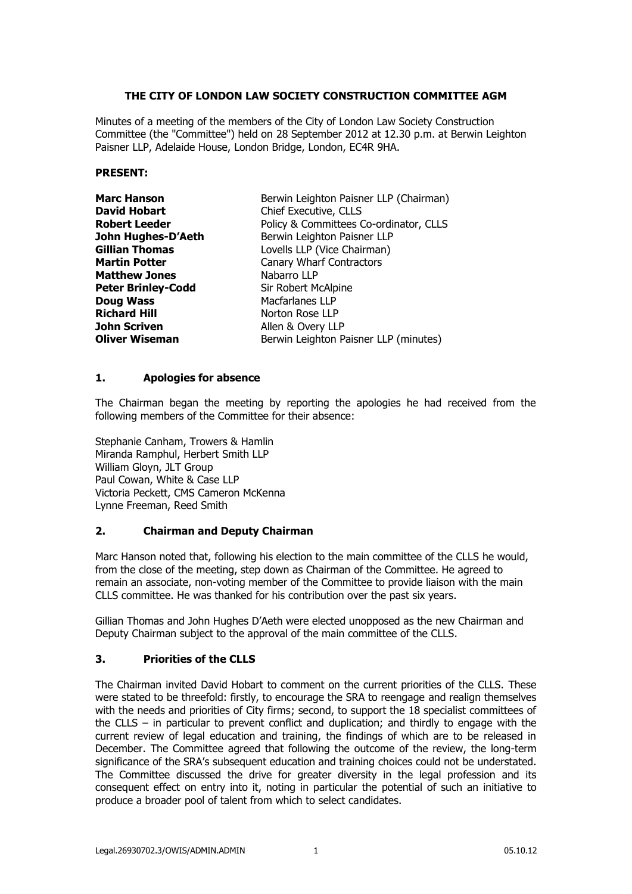# THE CITY OF LONDON LAW SOCIETY CONSTRUCTION COMMITTEE AGM

Minutes of a meeting of the members of the City of London Law Society Construction Committee (the "Committee") held on 28 September 2012 at 12.30 p.m. at Berwin Leighton Paisner LLP, Adelaide House, London Bridge, London, EC4R 9HA.

**PRESENT:**

| | |
|---|---|
| **Marc Hanson** | Berwin Leighton Paisner LLP (Chairman) |
| **David Hobart** | Chief Executive, CLLS |
| **Robert Leeder** | Policy & Committees Co-ordinator, CLLS |
| **John Hughes-D'Aeth** | Berwin Leighton Paisner LLP |
| **Gillian Thomas** | Lovells LLP (Vice Chairman) |
| **Martin Potter** | Canary Wharf Contractors |
| **Matthew Jones** | Nabarro LLP |
| **Peter Brinley-Codd** | Sir Robert McAlpine |
| **Doug Wass** | Macfarlanes LLP |
| **Richard Hill** | Norton Rose LLP |
| **John Scriven** | Allen & Overy LLP |
| **Oliver Wiseman** | Berwin Leighton Paisner LLP (minutes) |

## 1. Apologies for absence

The Chairman began the meeting by reporting the apologies he had received from the following members of the Committee for their absence:

Stephanie Canham, Trowers & Hamlin
Miranda Ramphul, Herbert Smith LLP
William Gloyn, JLT Group
Paul Cowan, White & Case LLP
Victoria Peckett, CMS Cameron McKenna
Lynne Freeman, Reed Smith

## 2. Chairman and Deputy Chairman

Marc Hanson noted that, following his election to the main committee of the CLLS he would, from the close of the meeting, step down as Chairman of the Committee. He agreed to remain an associate, non-voting member of the Committee to provide liaison with the main CLLS committee. He was thanked for his contribution over the past six years.

Gillian Thomas and John Hughes D'Aeth were elected unopposed as the new Chairman and Deputy Chairman subject to the approval of the main committee of the CLLS.

## 3. Priorities of the CLLS

The Chairman invited David Hobart to comment on the current priorities of the CLLS. These were stated to be threefold: firstly, to encourage the SRA to reengage and realign themselves with the needs and priorities of City firms; second, to support the 18 specialist committees of the CLLS – in particular to prevent conflict and duplication; and thirdly to engage with the current review of legal education and training, the findings of which are to be released in December. The Committee agreed that following the outcome of the review, the long-term significance of the SRA's subsequent education and training choices could not be understated. The Committee discussed the drive for greater diversity in the legal profession and its consequent effect on entry into it, noting in particular the potential of such an initiative to produce a broader pool of talent from which to select candidates.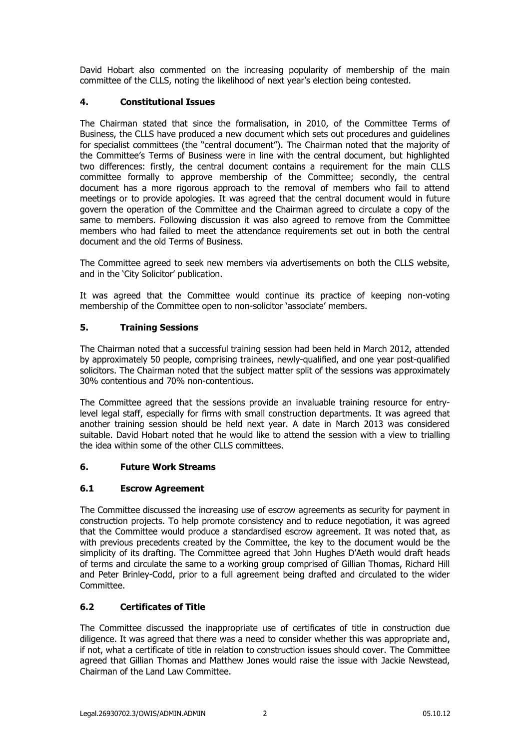David Hobart also commented on the increasing popularity of membership of the main committee of the CLLS, noting the likelihood of next year's election being contested.

## 4. Constitutional Issues

The Chairman stated that since the formalisation, in 2010, of the Committee Terms of Business, the CLLS have produced a new document which sets out procedures and guidelines for specialist committees (the "central document"). The Chairman noted that the majority of the Committee's Terms of Business were in line with the central document, but highlighted two differences: firstly, the central document contains a requirement for the main CLLS committee formally to approve membership of the Committee; secondly, the central document has a more rigorous approach to the removal of members who fail to attend meetings or to provide apologies. It was agreed that the central document would in future govern the operation of the Committee and the Chairman agreed to circulate a copy of the same to members. Following discussion it was also agreed to remove from the Committee members who had failed to meet the attendance requirements set out in both the central document and the old Terms of Business.

The Committee agreed to seek new members via advertisements on both the CLLS website, and in the 'City Solicitor' publication.

It was agreed that the Committee would continue its practice of keeping non-voting membership of the Committee open to non-solicitor 'associate' members.

## 5. Training Sessions

The Chairman noted that a successful training session had been held in March 2012, attended by approximately 50 people, comprising trainees, newly-qualified, and one year post-qualified solicitors. The Chairman noted that the subject matter split of the sessions was approximately 30% contentious and 70% non-contentious.

The Committee agreed that the sessions provide an invaluable training resource for entry-level legal staff, especially for firms with small construction departments. It was agreed that another training session should be held next year. A date in March 2013 was considered suitable. David Hobart noted that he would like to attend the session with a view to trialling the idea within some of the other CLLS committees.

## 6. Future Work Streams

### 6.1 Escrow Agreement

The Committee discussed the increasing use of escrow agreements as security for payment in construction projects. To help promote consistency and to reduce negotiation, it was agreed that the Committee would produce a standardised escrow agreement. It was noted that, as with previous precedents created by the Committee, the key to the document would be the simplicity of its drafting. The Committee agreed that John Hughes D'Aeth would draft heads of terms and circulate the same to a working group comprised of Gillian Thomas, Richard Hill and Peter Brinley-Codd, prior to a full agreement being drafted and circulated to the wider Committee.

### 6.2 Certificates of Title

The Committee discussed the inappropriate use of certificates of title in construction due diligence. It was agreed that there was a need to consider whether this was appropriate and, if not, what a certificate of title in relation to construction issues should cover. The Committee agreed that Gillian Thomas and Matthew Jones would raise the issue with Jackie Newstead, Chairman of the Land Law Committee.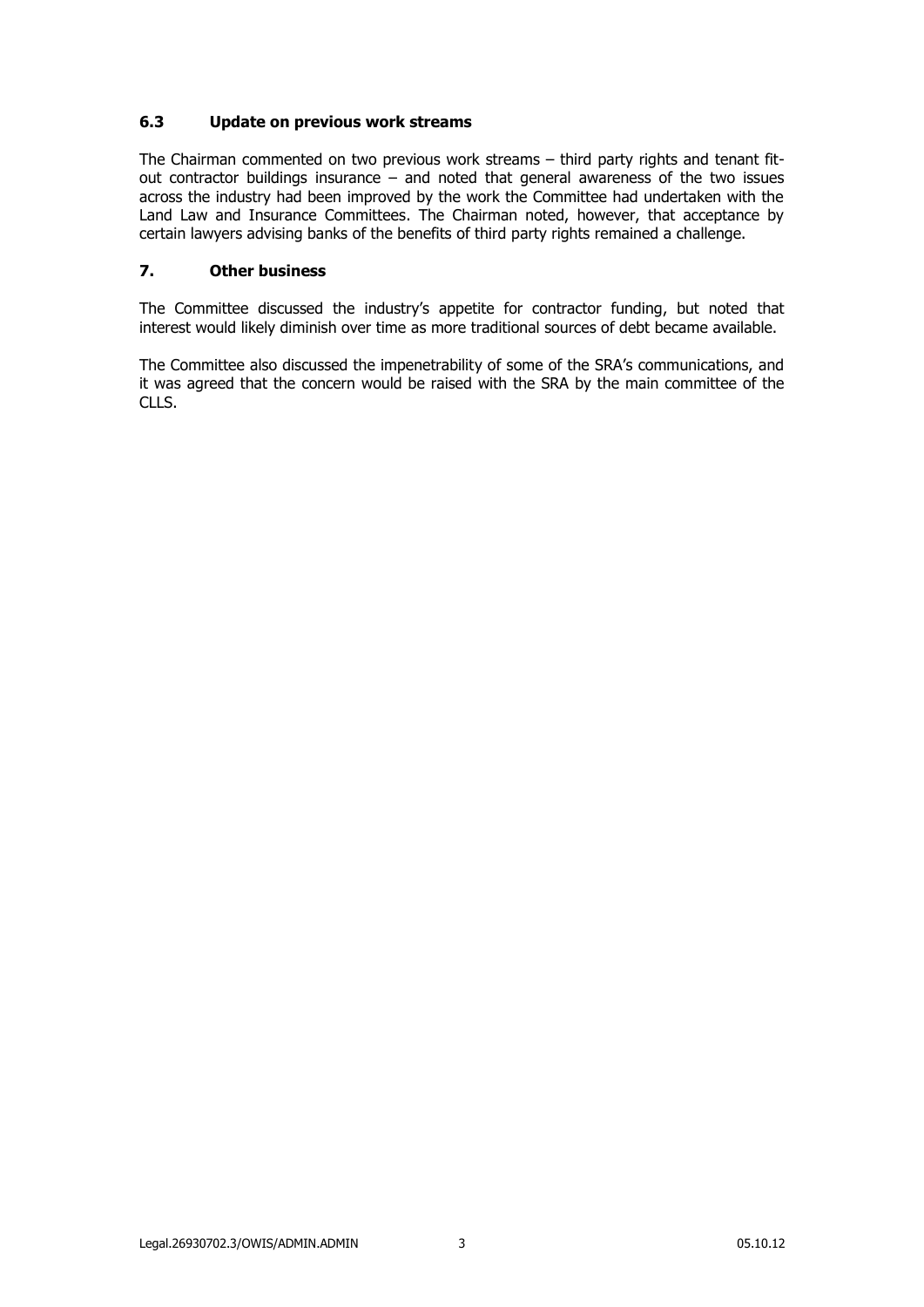### 6.3 Update on previous work streams

The Chairman commented on two previous work streams – third party rights and tenant fit-out contractor buildings insurance – and noted that general awareness of the two issues across the industry had been improved by the work the Committee had undertaken with the Land Law and Insurance Committees. The Chairman noted, however, that acceptance by certain lawyers advising banks of the benefits of third party rights remained a challenge.

## 7. Other business

The Committee discussed the industry's appetite for contractor funding, but noted that interest would likely diminish over time as more traditional sources of debt became available.

The Committee also discussed the impenetrability of some of the SRA's communications, and it was agreed that the concern would be raised with the SRA by the main committee of the CLLS.